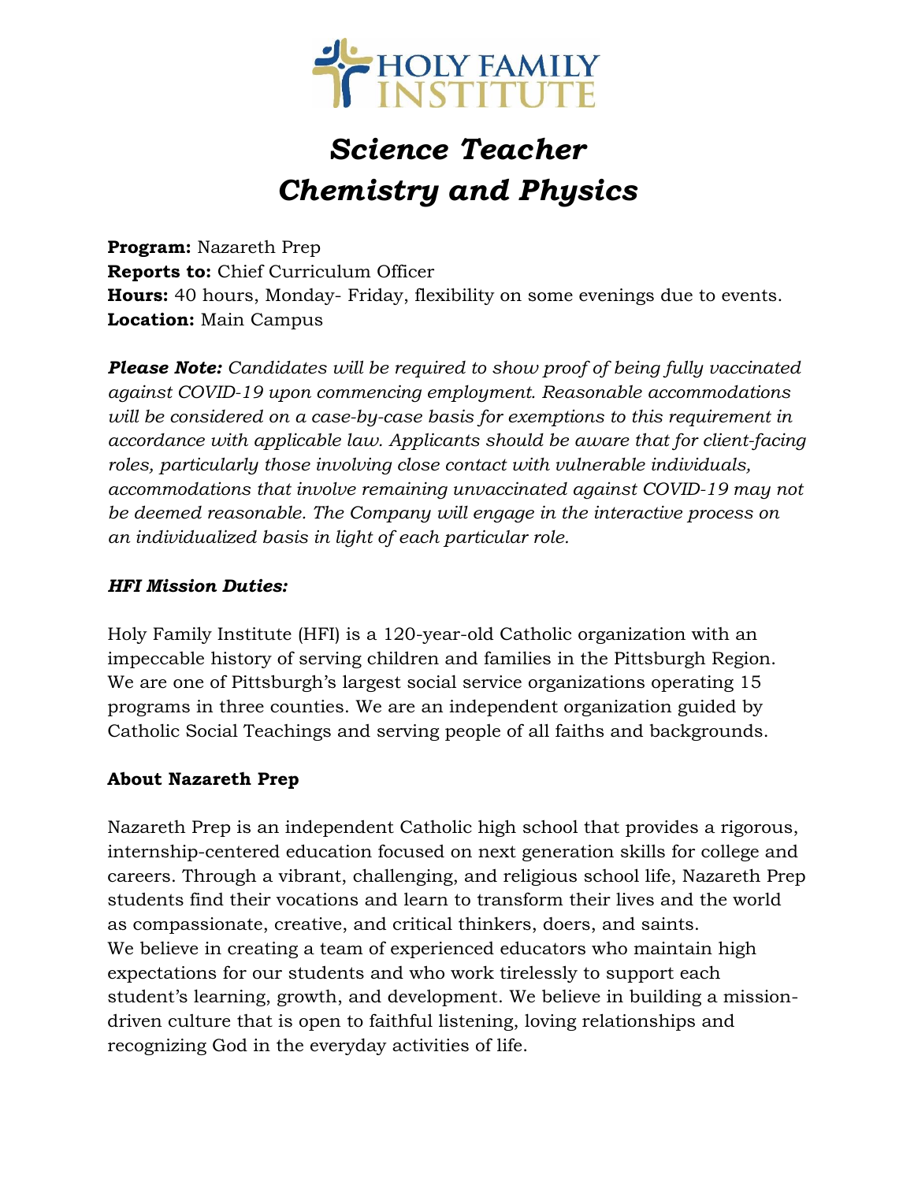HOLY FAMILY INSTITUTE

# *Science Teacher Chemistry and Physics*

**Program:** Nazareth Prep
**Reports to:** Chief Curriculum Officer
**Hours:** 40 hours, Monday- Friday, flexibility on some evenings due to events.
**Location:** Main Campus

***Please Note:*** *Candidates will be required to show proof of being fully vaccinated against COVID-19 upon commencing employment. Reasonable accommodations will be considered on a case-by-case basis for exemptions to this requirement in accordance with applicable law. Applicants should be aware that for client-facing roles, particularly those involving close contact with vulnerable individuals, accommodations that involve remaining unvaccinated against COVID-19 may not be deemed reasonable. The Company will engage in the interactive process on an individualized basis in light of each particular role.*

### *HFI Mission Duties:*

Holy Family Institute (HFI) is a 120-year-old Catholic organization with an impeccable history of serving children and families in the Pittsburgh Region. We are one of Pittsburgh's largest social service organizations operating 15 programs in three counties. We are an independent organization guided by Catholic Social Teachings and serving people of all faiths and backgrounds.

### About Nazareth Prep

Nazareth Prep is an independent Catholic high school that provides a rigorous, internship-centered education focused on next generation skills for college and careers. Through a vibrant, challenging, and religious school life, Nazareth Prep students find their vocations and learn to transform their lives and the world as compassionate, creative, and critical thinkers, doers, and saints.
We believe in creating a team of experienced educators who maintain high expectations for our students and who work tirelessly to support each student's learning, growth, and development. We believe in building a mission-driven culture that is open to faithful listening, loving relationships and recognizing God in the everyday activities of life.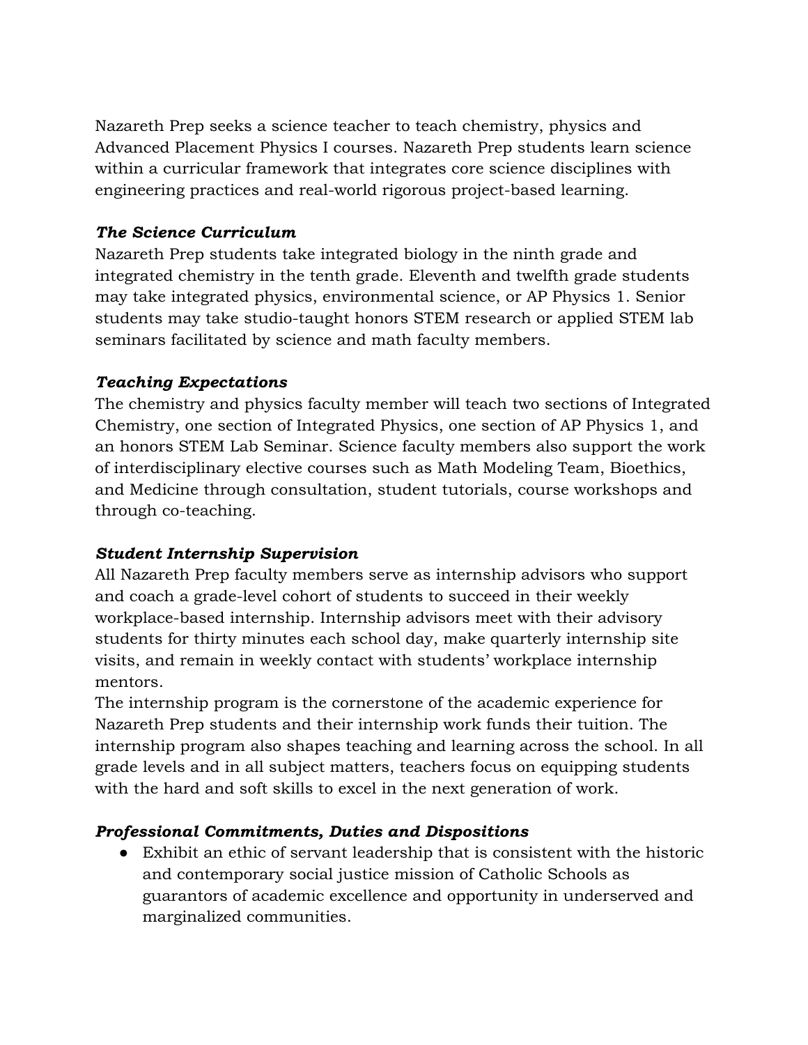Nazareth Prep seeks a science teacher to teach chemistry, physics and Advanced Placement Physics I courses. Nazareth Prep students learn science within a curricular framework that integrates core science disciplines with engineering practices and real-world rigorous project-based learning.

***The Science Curriculum***

Nazareth Prep students take integrated biology in the ninth grade and integrated chemistry in the tenth grade. Eleventh and twelfth grade students may take integrated physics, environmental science, or AP Physics 1. Senior students may take studio-taught honors STEM research or applied STEM lab seminars facilitated by science and math faculty members.

***Teaching Expectations***

The chemistry and physics faculty member will teach two sections of Integrated Chemistry, one section of Integrated Physics, one section of AP Physics 1, and an honors STEM Lab Seminar. Science faculty members also support the work of interdisciplinary elective courses such as Math Modeling Team, Bioethics, and Medicine through consultation, student tutorials, course workshops and through co-teaching.

***Student Internship Supervision***

All Nazareth Prep faculty members serve as internship advisors who support and coach a grade-level cohort of students to succeed in their weekly workplace-based internship. Internship advisors meet with their advisory students for thirty minutes each school day, make quarterly internship site visits, and remain in weekly contact with students' workplace internship mentors.

The internship program is the cornerstone of the academic experience for Nazareth Prep students and their internship work funds their tuition. The internship program also shapes teaching and learning across the school. In all grade levels and in all subject matters, teachers focus on equipping students with the hard and soft skills to excel in the next generation of work.

***Professional Commitments, Duties and Dispositions***

- Exhibit an ethic of servant leadership that is consistent with the historic and contemporary social justice mission of Catholic Schools as guarantors of academic excellence and opportunity in underserved and marginalized communities.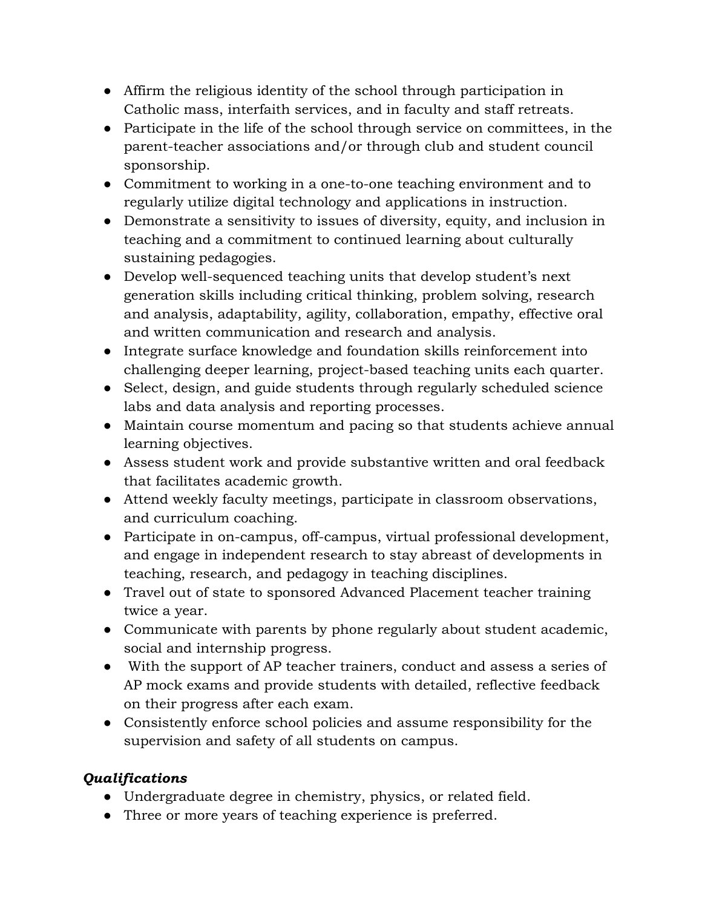- Affirm the religious identity of the school through participation in Catholic mass, interfaith services, and in faculty and staff retreats.
- Participate in the life of the school through service on committees, in the parent-teacher associations and/or through club and student council sponsorship.
- Commitment to working in a one-to-one teaching environment and to regularly utilize digital technology and applications in instruction.
- Demonstrate a sensitivity to issues of diversity, equity, and inclusion in teaching and a commitment to continued learning about culturally sustaining pedagogies.
- Develop well-sequenced teaching units that develop student's next generation skills including critical thinking, problem solving, research and analysis, adaptability, agility, collaboration, empathy, effective oral and written communication and research and analysis.
- Integrate surface knowledge and foundation skills reinforcement into challenging deeper learning, project-based teaching units each quarter.
- Select, design, and guide students through regularly scheduled science labs and data analysis and reporting processes.
- Maintain course momentum and pacing so that students achieve annual learning objectives.
- Assess student work and provide substantive written and oral feedback that facilitates academic growth.
- Attend weekly faculty meetings, participate in classroom observations, and curriculum coaching.
- Participate in on-campus, off-campus, virtual professional development, and engage in independent research to stay abreast of developments in teaching, research, and pedagogy in teaching disciplines.
- Travel out of state to sponsored Advanced Placement teacher training twice a year.
- Communicate with parents by phone regularly about student academic, social and internship progress.
- With the support of AP teacher trainers, conduct and assess a series of AP mock exams and provide students with detailed, reflective feedback on their progress after each exam.
- Consistently enforce school policies and assume responsibility for the supervision and safety of all students on campus.

***Qualifications***

- Undergraduate degree in chemistry, physics, or related field.
- Three or more years of teaching experience is preferred.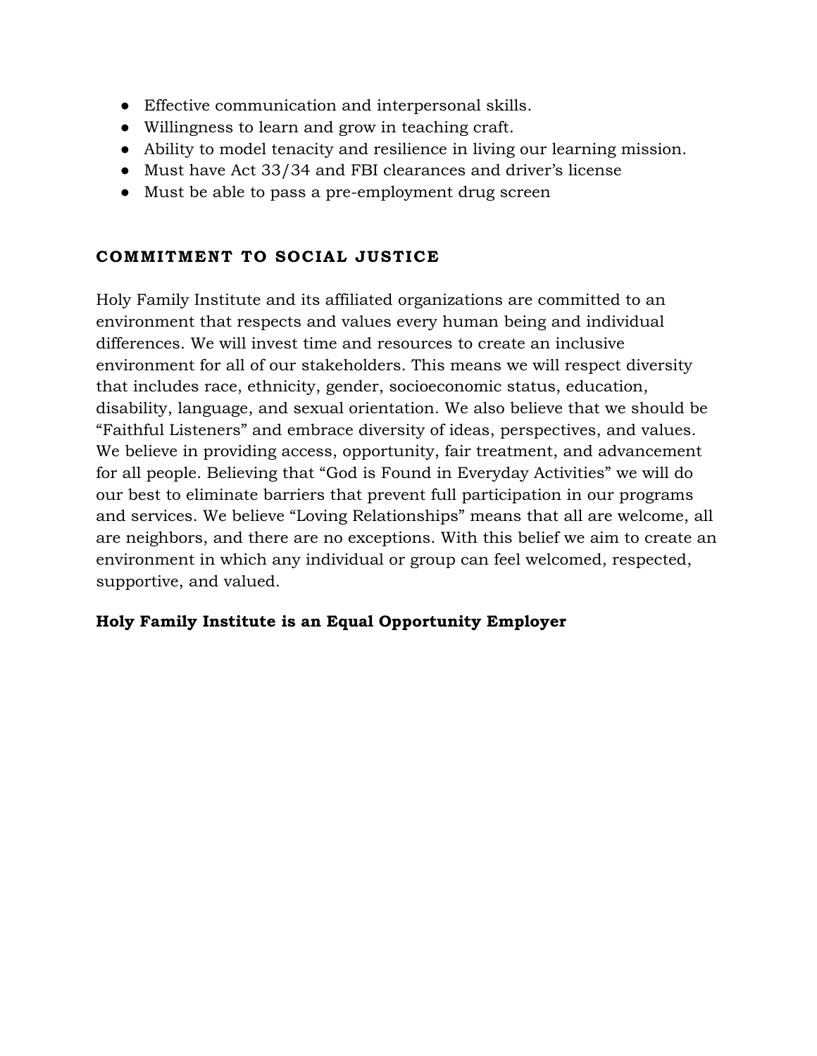- Effective communication and interpersonal skills.
- Willingness to learn and grow in teaching craft.
- Ability to model tenacity and resilience in living our learning mission.
- Must have Act 33/34 and FBI clearances and driver's license
- Must be able to pass a pre-employment drug screen

## COMMITMENT TO SOCIAL JUSTICE

Holy Family Institute and its affiliated organizations are committed to an environment that respects and values every human being and individual differences. We will invest time and resources to create an inclusive environment for all of our stakeholders. This means we will respect diversity that includes race, ethnicity, gender, socioeconomic status, education, disability, language, and sexual orientation. We also believe that we should be "Faithful Listeners" and embrace diversity of ideas, perspectives, and values. We believe in providing access, opportunity, fair treatment, and advancement for all people. Believing that "God is Found in Everyday Activities" we will do our best to eliminate barriers that prevent full participation in our programs and services. We believe "Loving Relationships" means that all are welcome, all are neighbors, and there are no exceptions. With this belief we aim to create an environment in which any individual or group can feel welcomed, respected, supportive, and valued.

**Holy Family Institute is an Equal Opportunity Employer**